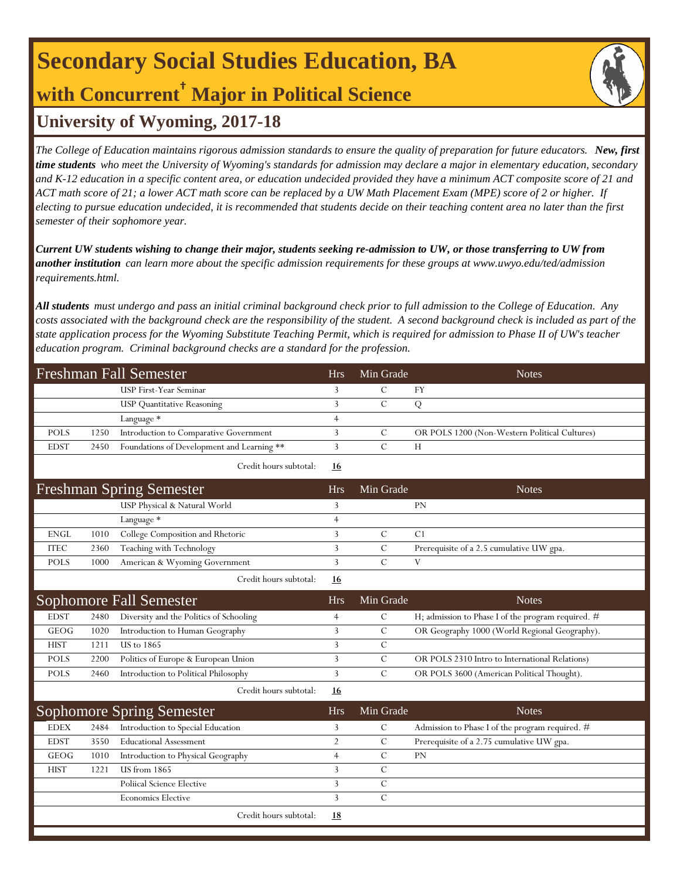# Secondary Social Studies Education, BA

## with Concurrent† Major in Political Science

## University of Wyoming, 2017-18

*The College of Education maintains rigorous admission standards to ensure the quality of preparation for future educators.* ***New, first time students*** *who meet the University of Wyoming's standards for admission may declare a major in elementary education, secondary and K-12 education in a specific content area, or education undecided provided they have a minimum ACT composite score of 21 and ACT math score of 21; a lower ACT math score can be replaced by a UW Math Placement Exam (MPE) score of 2 or higher. If electing to pursue education undecided, it is recommended that students decide on their teaching content area no later than the first semester of their sophomore year.*

***Current UW students wishing to change their major, students seeking re-admission to UW, or those transferring to UW from another institution*** *can learn more about the specific admission requirements for these groups at www.uwyo.edu/ted/admission requirements.html.*

***All students*** *must undergo and pass an initial criminal background check prior to full admission to the College of Education. Any costs associated with the background check are the responsibility of the student. A second background check is included as part of the state application process for the Wyoming Substitute Teaching Permit, which is required for admission to Phase II of UW's teacher education program. Criminal background checks are a standard for the profession.*

| Freshman Fall Semester | | | Hrs | Min Grade | Notes |
|---|---|---|---|---|---|
| | | USP First-Year Seminar | 3 | C | FY |
| | | USP Quantitative Reasoning | 3 | C | Q |
| | | Language * | 4 | | |
| POLS | 1250 | Introduction to Comparative Government | 3 | C | OR POLS 1200 (Non-Western Political Cultures) |
| EDST | 2450 | Foundations of Development and Learning ** | 3 | C | H |
| | | Credit hours subtotal: | **16** | | |

| Freshman Spring Semester | | | Hrs | Min Grade | Notes |
|---|---|---|---|---|---|
| | | USP Physical & Natural World | 3 | | PN |
| | | Language * | 4 | | |
| ENGL | 1010 | College Composition and Rhetoric | 3 | C | C1 |
| ITEC | 2360 | Teaching with Technology | 3 | C | Prerequisite of a 2.5 cumulative UW gpa. |
| POLS | 1000 | American & Wyoming Government | 3 | C | V |
| | | Credit hours subtotal: | **16** | | |

| Sophomore Fall Semester | | | Hrs | Min Grade | Notes |
|---|---|---|---|---|---|
| EDST | 2480 | Diversity and the Politics of Schooling | 4 | C | H; admission to Phase I of the program required. # |
| GEOG | 1020 | Introduction to Human Geography | 3 | C | OR Geography 1000 (World Regional Geography). |
| HIST | 1211 | US to 1865 | 3 | C | |
| POLS | 2200 | Politics of Europe & European Union | 3 | C | OR POLS 2310 Intro to International Relations) |
| POLS | 2460 | Introduction to Political Philosophy | 3 | C | OR POLS 3600 (American Political Thought). |
| | | Credit hours subtotal: | **16** | | |

| Sophomore Spring Semester | | | Hrs | Min Grade | Notes |
|---|---|---|---|---|---|
| EDEX | 2484 | Introduction to Special Education | 3 | C | Admission to Phase I of the program required. # |
| EDST | 3550 | Educational Assessment | 2 | C | Prerequisite of a 2.75 cumulative UW gpa. |
| GEOG | 1010 | Introduction to Physical Geography | 4 | C | PN |
| HIST | 1221 | US from 1865 | 3 | C | |
| | | Poliical Science Elective | 3 | C | |
| | | Economics Elective | 3 | C | |
| | | Credit hours subtotal: | **18** | | |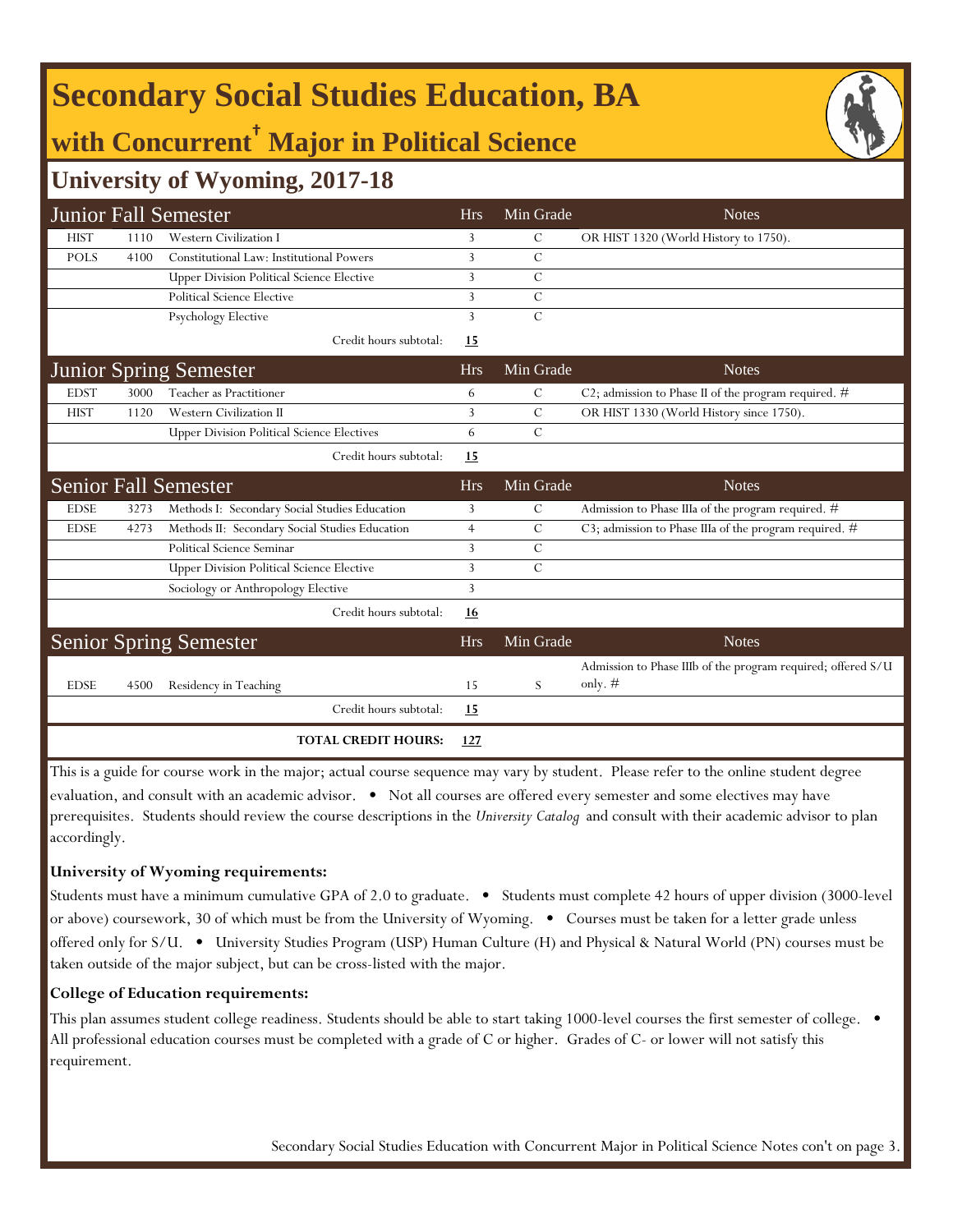# Secondary Social Studies Education, BA

## with Concurrent† Major in Political Science

## University of Wyoming, 2017-18

| Junior Fall Semester | | | Hrs | Min Grade | Notes |
|---|---|---|---|---|---|
| HIST | 1110 | Western Civilization I | 3 | C | OR HIST 1320 (World History to 1750). |
| POLS | 4100 | Constitutional Law: Institutional Powers | 3 | C | |
| | | Upper Division Political Science Elective | 3 | C | |
| | | Political Science Elective | 3 | C | |
| | | Psychology Elective | 3 | C | |
| | | Credit hours subtotal: | 15 | | |

| Junior Spring Semester | | | Hrs | Min Grade | Notes |
|---|---|---|---|---|---|
| EDST | 3000 | Teacher as Practitioner | 6 | C | C2; admission to Phase II of the program required. # |
| HIST | 1120 | Western Civilization II | 3 | C | OR HIST 1330 (World History since 1750). |
| | | Upper Division Political Science Electives | 6 | C | |
| | | Credit hours subtotal: | 15 | | |

| Senior Fall Semester | | | Hrs | Min Grade | Notes |
|---|---|---|---|---|---|
| EDSE | 3273 | Methods I: Secondary Social Studies Education | 3 | C | Admission to Phase IIIa of the program required. # |
| EDSE | 4273 | Methods II: Secondary Social Studies Education | 4 | C | C3; admission to Phase IIIa of the program required. # |
| | | Political Science Seminar | 3 | C | |
| | | Upper Division Political Science Elective | 3 | C | |
| | | Sociology or Anthropology Elective | 3 | | |
| | | Credit hours subtotal: | 16 | | |

| Senior Spring Semester | | | Hrs | Min Grade | Notes |
|---|---|---|---|---|---|
| EDSE | 4500 | Residency in Teaching | 15 | S | Admission to Phase IIIb of the program required; offered S/U only. # |
| | | Credit hours subtotal: | 15 | | |
| | | **TOTAL CREDIT HOURS:** | 127 | | |

This is a guide for course work in the major; actual course sequence may vary by student. Please refer to the online student degree evaluation, and consult with an academic advisor. • Not all courses are offered every semester and some electives may have prerequisites. Students should review the course descriptions in the *University Catalog* and consult with their academic advisor to plan accordingly.

**University of Wyoming requirements:**

Students must have a minimum cumulative GPA of 2.0 to graduate. • Students must complete 42 hours of upper division (3000-level or above) coursework, 30 of which must be from the University of Wyoming. • Courses must be taken for a letter grade unless offered only for S/U. • University Studies Program (USP) Human Culture (H) and Physical & Natural World (PN) courses must be taken outside of the major subject, but can be cross-listed with the major.

**College of Education requirements:**

This plan assumes student college readiness. Students should be able to start taking 1000-level courses the first semester of college. • All professional education courses must be completed with a grade of C or higher. Grades of C- or lower will not satisfy this requirement.

Secondary Social Studies Education with Concurrent Major in Political Science Notes con't on page 3.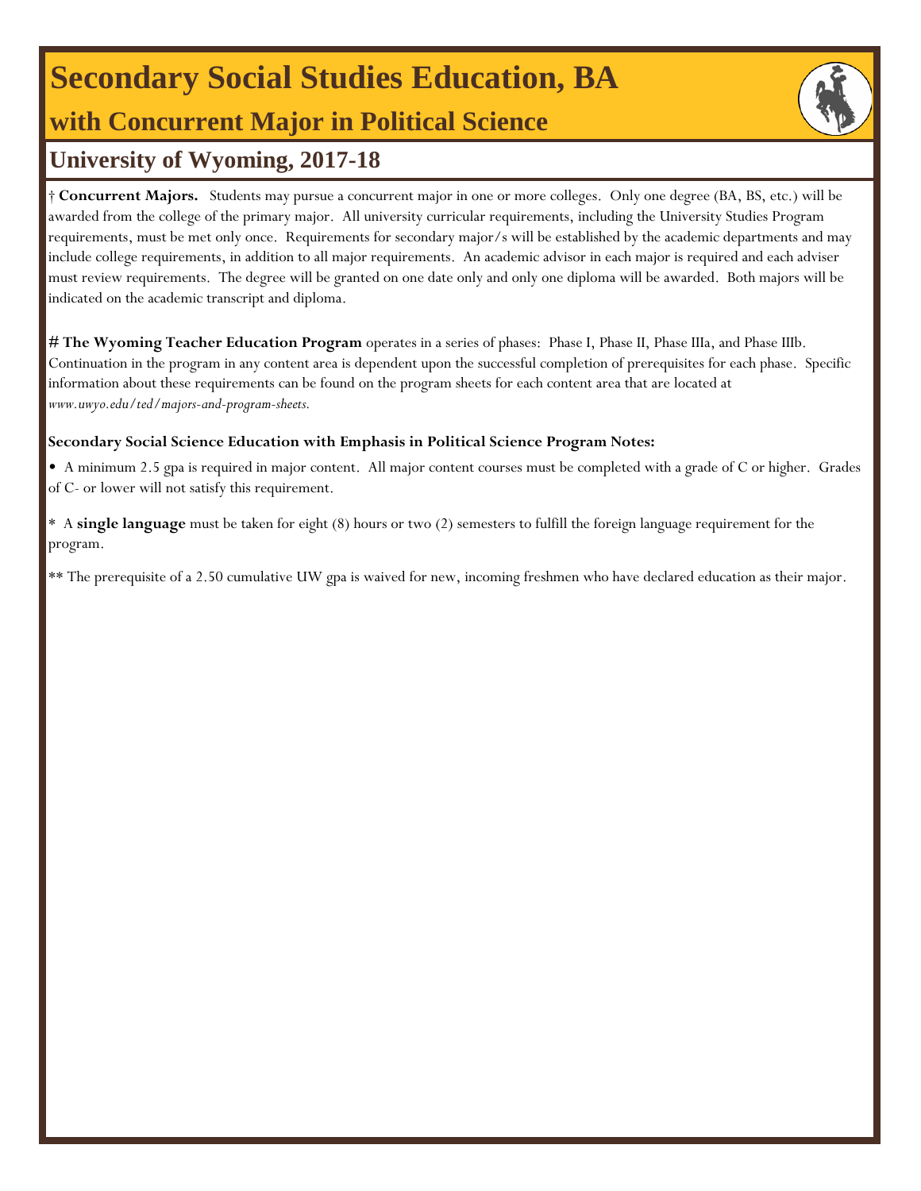# Secondary Social Studies Education, BA

## with Concurrent Major in Political Science

## University of Wyoming, 2017-18

† **Concurrent Majors.** Students may pursue a concurrent major in one or more colleges. Only one degree (BA, BS, etc.) will be awarded from the college of the primary major. All university curricular requirements, including the University Studies Program requirements, must be met only once. Requirements for secondary major/s will be established by the academic departments and may include college requirements, in addition to all major requirements. An academic advisor in each major is required and each adviser must review requirements. The degree will be granted on one date only and only one diploma will be awarded. Both majors will be indicated on the academic transcript and diploma.

**# The Wyoming Teacher Education Program** operates in a series of phases: Phase I, Phase II, Phase IIIa, and Phase IIIb. Continuation in the program in any content area is dependent upon the successful completion of prerequisites for each phase. Specific information about these requirements can be found on the program sheets for each content area that are located at *www.uwyo.edu/ted/majors-and-program-sheets.*

**Secondary Social Science Education with Emphasis in Political Science Program Notes:**

• A minimum 2.5 gpa is required in major content. All major content courses must be completed with a grade of C or higher. Grades of C- or lower will not satisfy this requirement.

* A **single language** must be taken for eight (8) hours or two (2) semesters to fulfill the foreign language requirement for the program.

** The prerequisite of a 2.50 cumulative UW gpa is waived for new, incoming freshmen who have declared education as their major.